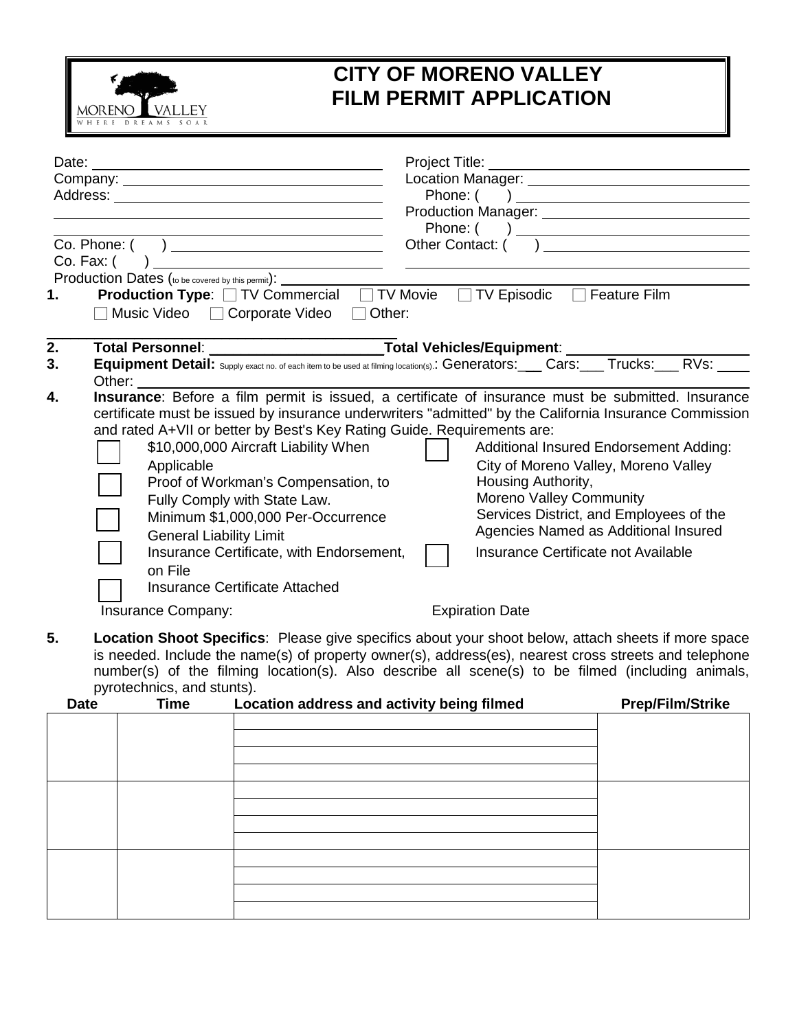# CITY OF MORENO VALLEY FILM PERMIT APPLICATION

Date: ____________________ Project Title: ____________________

Company: ____________________ Location Manager: ____________________

Address: ____________________ Phone: ( ) ____________________

____________________ Production Manager: ____________________

____________________ Phone: ( ) ____________________

Co. Phone: ( ) ____________________ Other Contact: ( ) ____________________

Co. Fax: ( ) ____________________

Production Dates (to be covered by this permit): ____________________

1. **Production Type**: ☐ TV Commercial ☐ TV Movie ☐ TV Episodic ☐ Feature Film ☐ Music Video ☐ Corporate Video ☐ Other:

2. **Total Personnel**: ____________________ **Total Vehicles/Equipment**: ____________________

3. **Equipment Detail:** Supply exact no. of each item to be used at filming location(s).: Generators:___ Cars:___ Trucks:___ RVs: ___ Other: ____________________

4. **Insurance**: Before a film permit is issued, a certificate of insurance must be submitted. Insurance certificate must be issued by insurance underwriters "admitted" by the California Insurance Commission and rated A+VII or better by Best's Key Rating Guide. Requirements are:
   - ☐ $10,000,000 Aircraft Liability When Applicable
   - ☐ Proof of Workman's Compensation, to Fully Comply with State Law.
   - ☐ Minimum $1,000,000 Per-Occurrence General Liability Limit
   - ☐ Insurance Certificate, with Endorsement, on File
   - ☐ Insurance Certificate Attached
   - ☐ Additional Insured Endorsement Adding: City of Moreno Valley, Moreno Valley Housing Authority, Moreno Valley Community Services District, and Employees of the Agencies Named as Additional Insured
   - ☐ Insurance Certificate not Available

   Insurance Company: Expiration Date

5. **Location Shoot Specifics**: Please give specifics about your shoot below, attach sheets if more space is needed. Include the name(s) of property owner(s), address(es), nearest cross streets and telephone number(s) of the filming location(s). Also describe all scene(s) to be filmed (including animals, pyrotechnics, and stunts).

| Date | Time | Location address and activity being filmed | Prep/Film/Strike |
|---|---|---|---|
| | | | |
| | | | |
| | | | |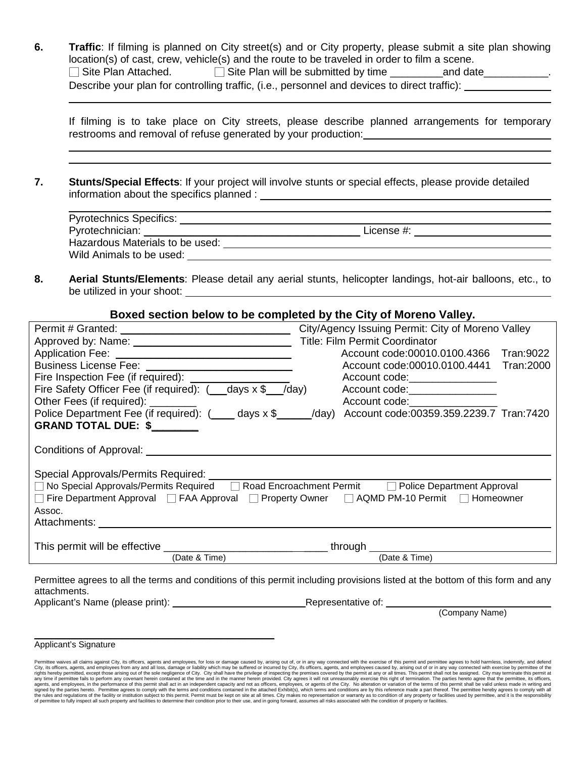**6.** **Traffic**: If filming is planned on City street(s) and or City property, please submit a site plan showing location(s) of cast, crew, vehicle(s) and the route to be traveled in order to film a scene.

☐ Site Plan Attached. ☐ Site Plan will be submitted by time _________ and date___________.

Describe your plan for controlling traffic, (i.e., personnel and devices to direct traffic): _______________

_______________________________________________________________________________

If filming is to take place on City streets, please describe planned arrangements for temporary restrooms and removal of refuse generated by your production: _______________________________

_______________________________________________________________________________

_______________________________________________________________________________

**7.** **Stunts/Special Effects**: If your project will involve stunts or special effects, please provide detailed information about the specifics planned : _______________________________________________

_______________________________________________________________________________

Pyrotechnics Specifics: _________________________________________________________

Pyrotechnician: _______________________________ License #: ________________________

Hazardous Materials to be used: _________________________________________________

Wild Animals to be used: _______________________________________________________

**8.** **Aerial Stunts/Elements**: Please detail any aerial stunts, helicopter landings, hot-air balloons, etc., to be utilized in your shoot: ____________________________________________________________

**Boxed section below to be completed by the City of Moreno Valley.**

Permit # Granted: ____________________________ City/Agency Issuing Permit: City of Moreno Valley

Approved by: Name: ___________________________ Title: Film Permit Coordinator

Application Fee: ______________________________ Account code:00010.0100.4366 Tran:9022

Business License Fee: __________________________ Account code:00010.0100.4441 Tran:2000

Fire Inspection Fee (if required): _________________ Account code:_______________

Fire Safety Officer Fee (if required): (___days x $___/day) Account code:_______________

Other Fees (if required): ________ Account code:_______________

Police Department Fee (if required): (____ days x $______/day) Account code:00359.359.2239.7 Tran:7420

**GRAND TOTAL DUE: $________**

Conditions of Approval: _________________________________________________________

Special Approvals/Permits Required: ______________________________________________

☐ No Special Approvals/Permits Required ☐ Road Encroachment Permit ☐ Police Department Approval

☐ Fire Department Approval ☐ FAA Approval ☐ Property Owner ☐ AQMD PM-10 Permit ☐ Homeowner Assoc.

Attachments: _________________________________________________________________

This permit will be effective ____________________________ through ____________________________

(Date & Time) (Date & Time)

Permittee agrees to all the terms and conditions of this permit including provisions listed at the bottom of this form and any attachments.

Applicant's Name (please print): ________________________ Representative of: ____________________________

(Company Name)

_____________________________________________

Applicant's Signature

Permittee waives all claims against City, its officers, agents and employees, for loss or damage caused by, arising out of, or in any way connected with the exercise of this permit and permittee agrees to hold harmless, indemnify, and defend City, its officers, agents, and employees from any and all loss, damage or liability which may be suffered or incurred by City, ifs officers, agents, and employees caused by, arising out of or in any way connected with exercise by permittee of the rights hereby permitted, except those arising out of the sole negligence of City. City shall have the privilege of inspecting the premises covered by the permit at any or all times. This permit shall not be assigned. City may terminate this permit at any time if permittee fails to perform any covenant herein contained at the time and in the manner herein provided. City agrees it will not unreasonably exercise this right of termination. The parties hereto agree that the permittee, its officers, agents, and employees, in the performance of this permit shall act in an independent capacity and not as officers, employees, or agents of the City. No alteration or variation of the terms of this permit shall be valid unless made in writing and signed by the parties hereto. Permittee agrees to comply with the terms and conditions contained in the attached Exhibit(s), which terms and conditions are by this reference made a part thereof. The permittee hereby agrees to comply with all the rules and regulations of the facility or institution subject to this permit. Permit must be kept on site at all times. City makes no representation or warranty as to condition of any property or facilities used by permittee, and it is the responsibility of permittee to fully inspect all such property and facilities to determine their condition prior to their use, and in going forward, assumes all risks associated with the condition of property or facilities.